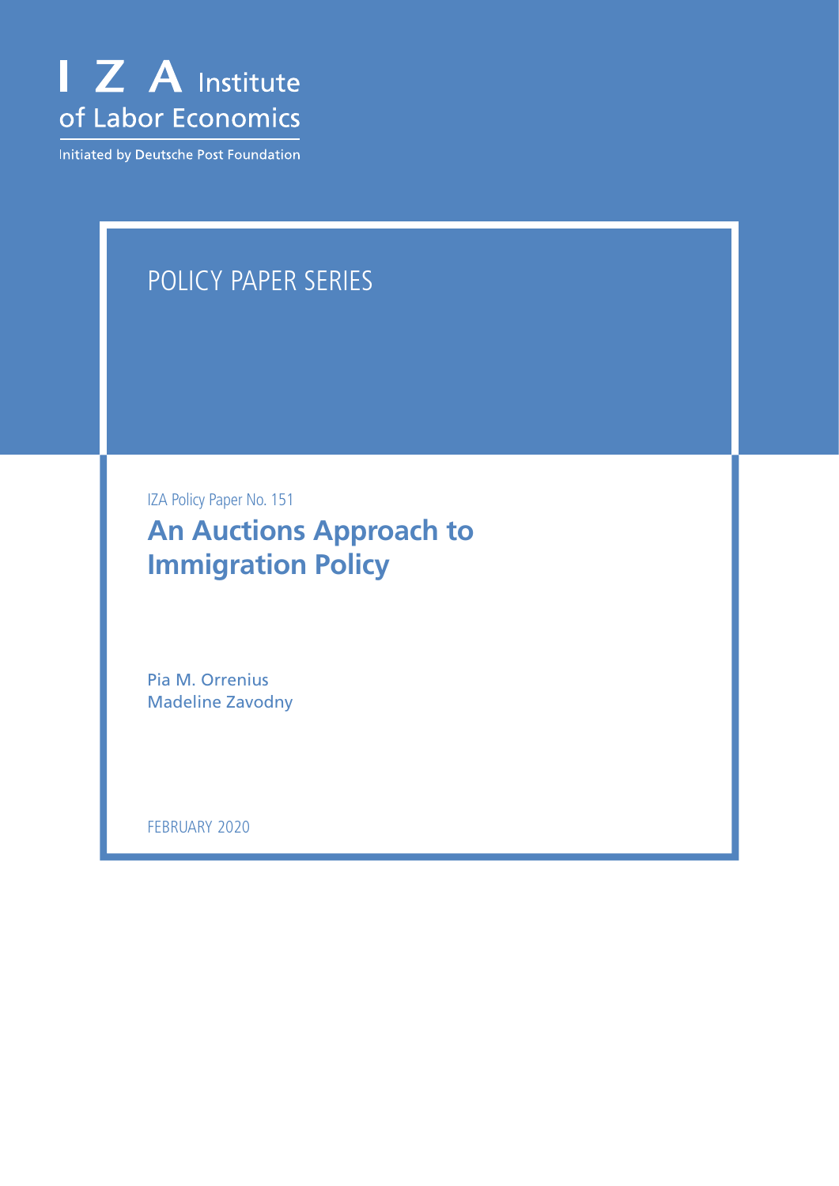I Z A Institute of Labor Economics

Initiated by Deutsche Post Foundation

POLICY PAPER SERIES

IZA Policy Paper No. 151

# An Auctions Approach to Immigration Policy

Pia M. Orrenius
Madeline Zavodny

FEBRUARY 2020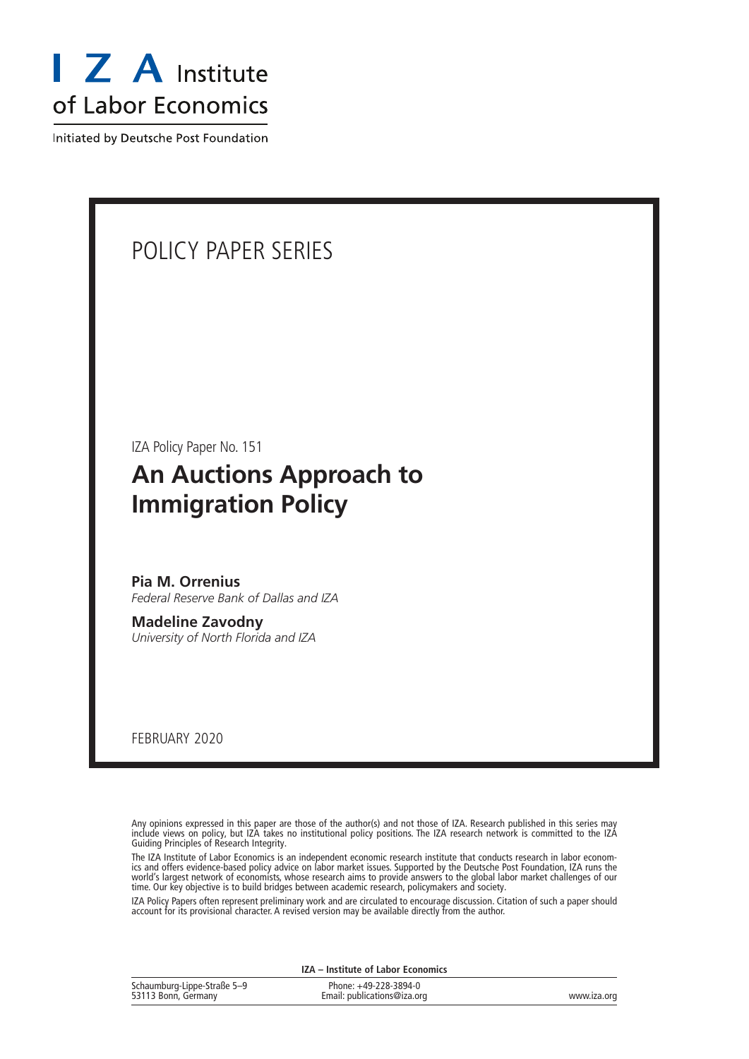# I Z A Institute of Labor Economics

Initiated by Deutsche Post Foundation

POLICY PAPER SERIES

IZA Policy Paper No. 151

## An Auctions Approach to Immigration Policy

**Pia M. Orrenius**
*Federal Reserve Bank of Dallas and IZA*

**Madeline Zavodny**
*University of North Florida and IZA*

FEBRUARY 2020

Any opinions expressed in this paper are those of the author(s) and not those of IZA. Research published in this series may include views on policy, but IZA takes no institutional policy positions. The IZA research network is committed to the IZA Guiding Principles of Research Integrity.

The IZA Institute of Labor Economics is an independent economic research institute that conducts research in labor economics and offers evidence-based policy advice on labor market issues. Supported by the Deutsche Post Foundation, IZA runs the world's largest network of economists, whose research aims to provide answers to the global labor market challenges of our time. Our key objective is to build bridges between academic research, policymakers and society.

IZA Policy Papers often represent preliminary work and are circulated to encourage discussion. Citation of such a paper should account for its provisional character. A revised version may be available directly from the author.

**IZA – Institute of Labor Economics**

Schaumburg-Lippe-Straße 5–9
53113 Bonn, Germany

Phone: +49-228-3894-0
Email: publications@iza.org

www.iza.org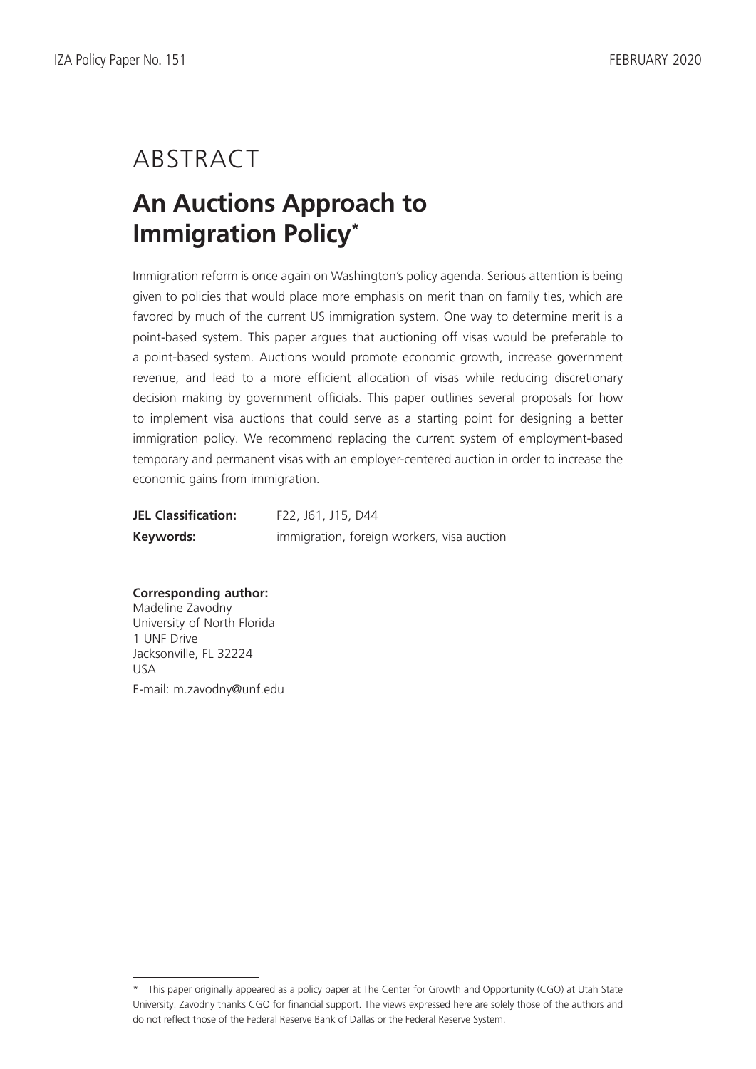# ABSTRACT

## An Auctions Approach to Immigration Policy*

Immigration reform is once again on Washington's policy agenda. Serious attention is being given to policies that would place more emphasis on merit than on family ties, which are favored by much of the current US immigration system. One way to determine merit is a point-based system. This paper argues that auctioning off visas would be preferable to a point-based system. Auctions would promote economic growth, increase government revenue, and lead to a more efficient allocation of visas while reducing discretionary decision making by government officials. This paper outlines several proposals for how to implement visa auctions that could serve as a starting point for designing a better immigration policy. We recommend replacing the current system of employment-based temporary and permanent visas with an employer-centered auction in order to increase the economic gains from immigration.

**JEL Classification:** F22, J61, J15, D44

**Keywords:** immigration, foreign workers, visa auction

**Corresponding author:**
Madeline Zavodny
University of North Florida
1 UNF Drive
Jacksonville, FL 32224
USA
E-mail: m.zavodny@unf.edu

---

* This paper originally appeared as a policy paper at The Center for Growth and Opportunity (CGO) at Utah State University. Zavodny thanks CGO for financial support. The views expressed here are solely those of the authors and do not reflect those of the Federal Reserve Bank of Dallas or the Federal Reserve System.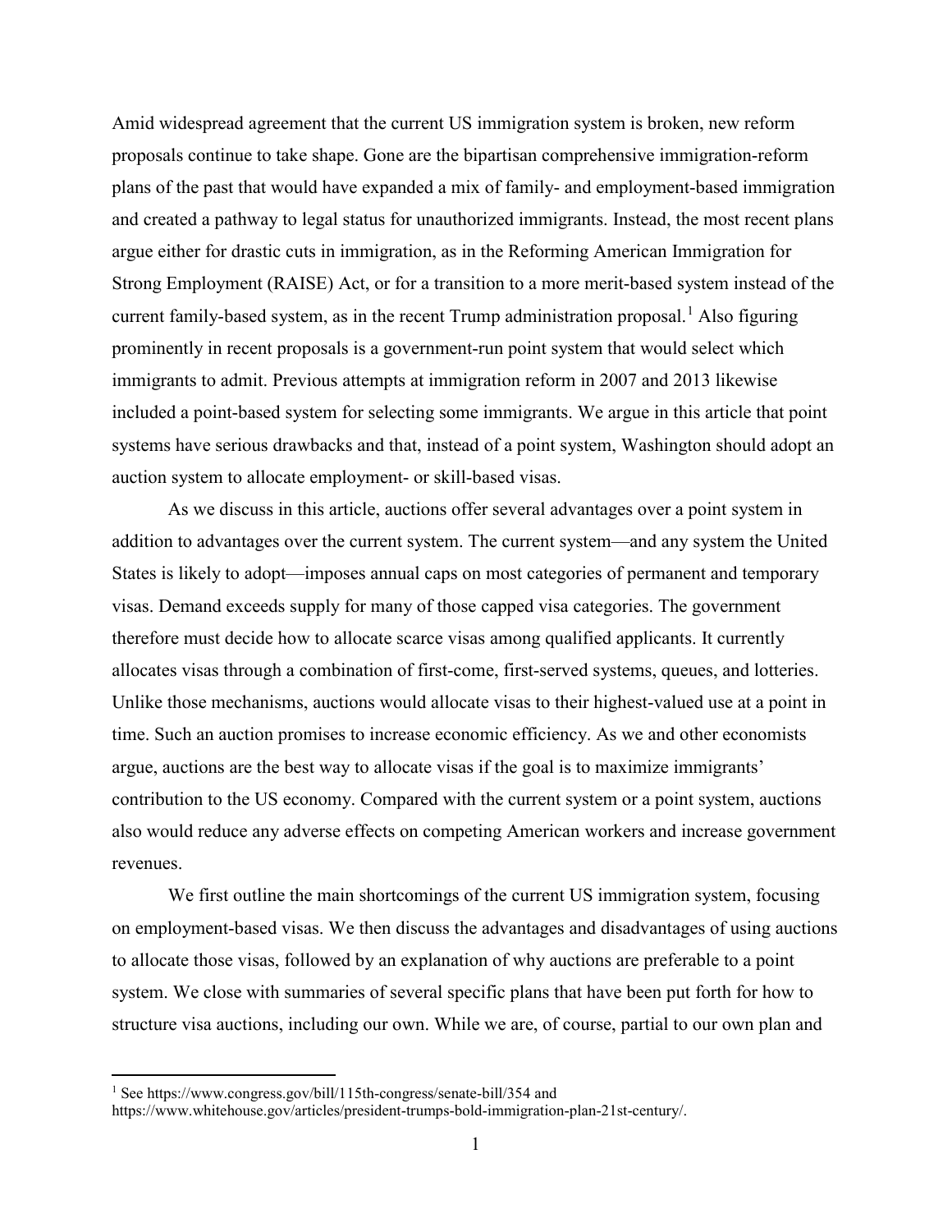Amid widespread agreement that the current US immigration system is broken, new reform proposals continue to take shape. Gone are the bipartisan comprehensive immigration-reform plans of the past that would have expanded a mix of family- and employment-based immigration and created a pathway to legal status for unauthorized immigrants. Instead, the most recent plans argue either for drastic cuts in immigration, as in the Reforming American Immigration for Strong Employment (RAISE) Act, or for a transition to a more merit-based system instead of the current family-based system, as in the recent Trump administration proposal.[1] Also figuring prominently in recent proposals is a government-run point system that would select which immigrants to admit. Previous attempts at immigration reform in 2007 and 2013 likewise included a point-based system for selecting some immigrants. We argue in this article that point systems have serious drawbacks and that, instead of a point system, Washington should adopt an auction system to allocate employment- or skill-based visas.

As we discuss in this article, auctions offer several advantages over a point system in addition to advantages over the current system. The current system—and any system the United States is likely to adopt—imposes annual caps on most categories of permanent and temporary visas. Demand exceeds supply for many of those capped visa categories. The government therefore must decide how to allocate scarce visas among qualified applicants. It currently allocates visas through a combination of first-come, first-served systems, queues, and lotteries. Unlike those mechanisms, auctions would allocate visas to their highest-valued use at a point in time. Such an auction promises to increase economic efficiency. As we and other economists argue, auctions are the best way to allocate visas if the goal is to maximize immigrants' contribution to the US economy. Compared with the current system or a point system, auctions also would reduce any adverse effects on competing American workers and increase government revenues.

We first outline the main shortcomings of the current US immigration system, focusing on employment-based visas. We then discuss the advantages and disadvantages of using auctions to allocate those visas, followed by an explanation of why auctions are preferable to a point system. We close with summaries of several specific plans that have been put forth for how to structure visa auctions, including our own. While we are, of course, partial to our own plan and

[1] See https://www.congress.gov/bill/115th-congress/senate-bill/354 and https://www.whitehouse.gov/articles/president-trumps-bold-immigration-plan-21st-century/.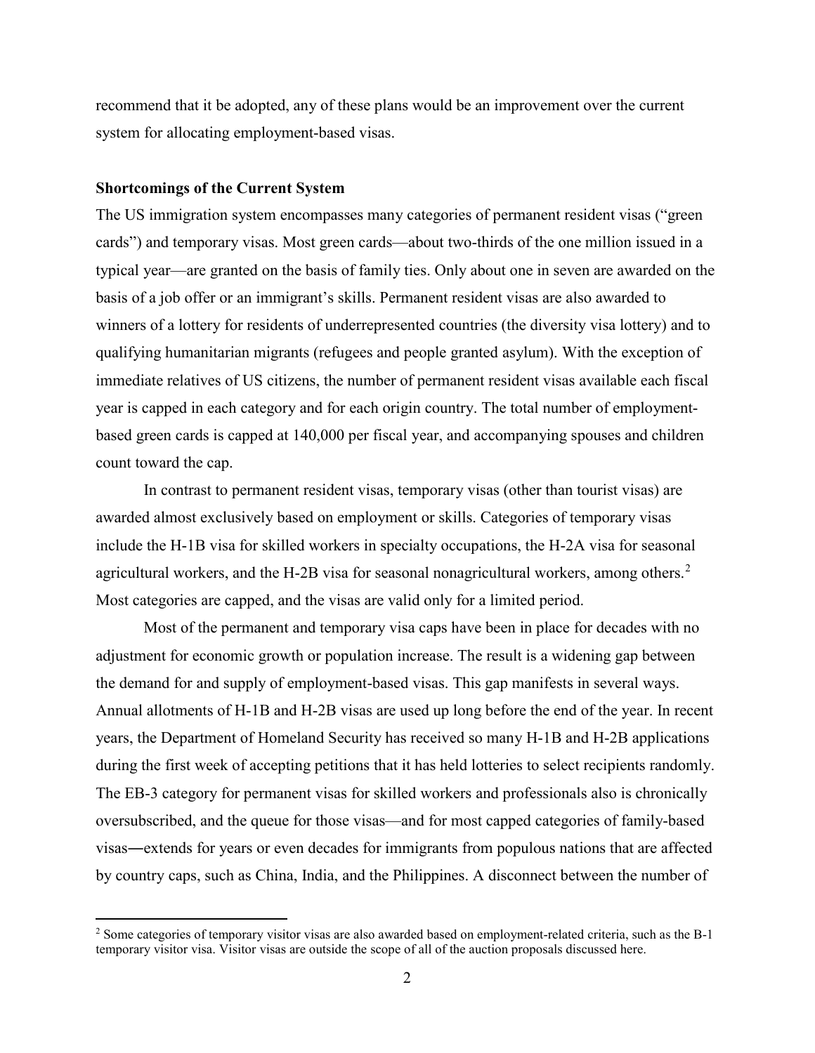recommend that it be adopted, any of these plans would be an improvement over the current system for allocating employment-based visas.

**Shortcomings of the Current System**

The US immigration system encompasses many categories of permanent resident visas ("green cards") and temporary visas. Most green cards—about two-thirds of the one million issued in a typical year—are granted on the basis of family ties. Only about one in seven are awarded on the basis of a job offer or an immigrant's skills. Permanent resident visas are also awarded to winners of a lottery for residents of underrepresented countries (the diversity visa lottery) and to qualifying humanitarian migrants (refugees and people granted asylum). With the exception of immediate relatives of US citizens, the number of permanent resident visas available each fiscal year is capped in each category and for each origin country. The total number of employment-based green cards is capped at 140,000 per fiscal year, and accompanying spouses and children count toward the cap.

In contrast to permanent resident visas, temporary visas (other than tourist visas) are awarded almost exclusively based on employment or skills. Categories of temporary visas include the H-1B visa for skilled workers in specialty occupations, the H-2A visa for seasonal agricultural workers, and the H-2B visa for seasonal nonagricultural workers, among others.[2] Most categories are capped, and the visas are valid only for a limited period.

Most of the permanent and temporary visa caps have been in place for decades with no adjustment for economic growth or population increase. The result is a widening gap between the demand for and supply of employment-based visas. This gap manifests in several ways. Annual allotments of H-1B and H-2B visas are used up long before the end of the year. In recent years, the Department of Homeland Security has received so many H-1B and H-2B applications during the first week of accepting petitions that it has held lotteries to select recipients randomly. The EB-3 category for permanent visas for skilled workers and professionals also is chronically oversubscribed, and the queue for those visas—and for most capped categories of family-based visas—extends for years or even decades for immigrants from populous nations that are affected by country caps, such as China, India, and the Philippines. A disconnect between the number of

[2] Some categories of temporary visitor visas are also awarded based on employment-related criteria, such as the B-1 temporary visitor visa. Visitor visas are outside the scope of all of the auction proposals discussed here.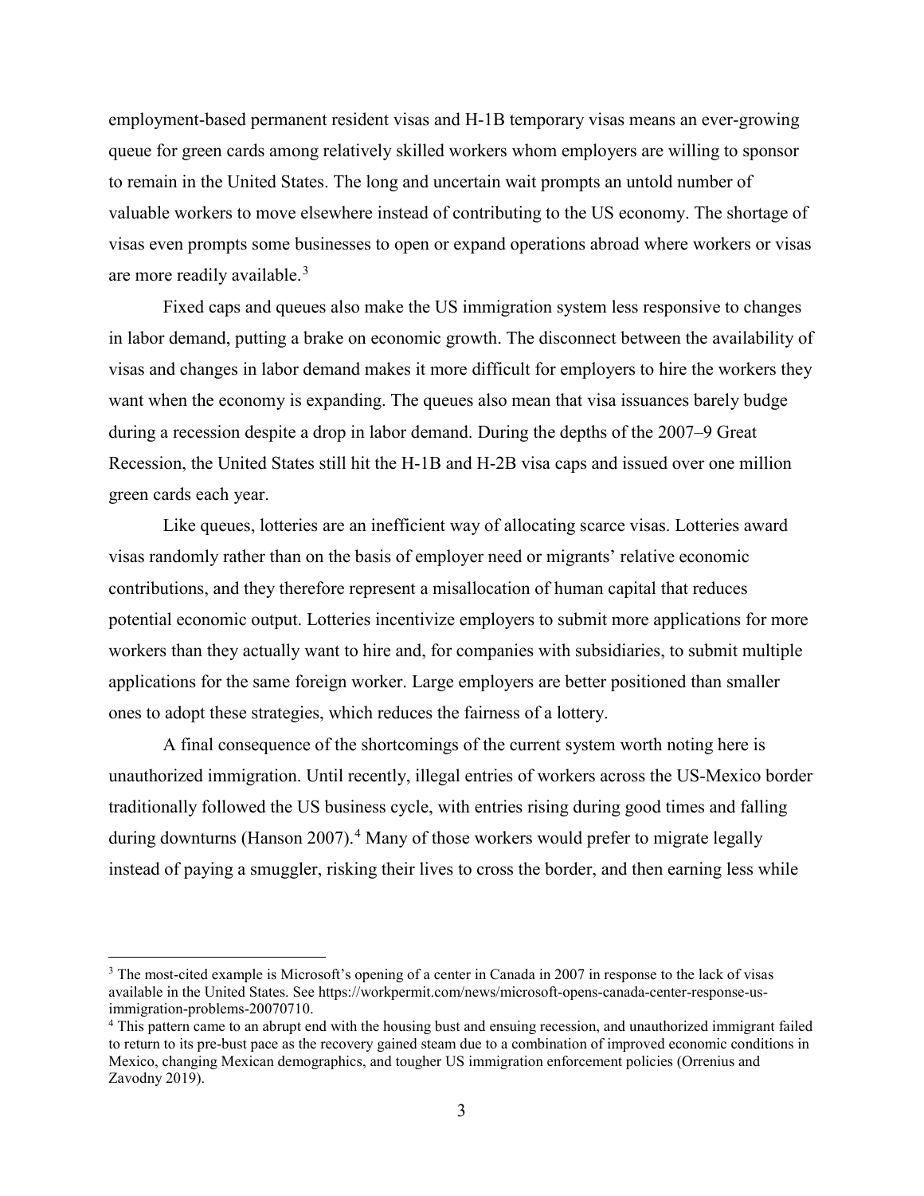employment-based permanent resident visas and H-1B temporary visas means an ever-growing queue for green cards among relatively skilled workers whom employers are willing to sponsor to remain in the United States. The long and uncertain wait prompts an untold number of valuable workers to move elsewhere instead of contributing to the US economy. The shortage of visas even prompts some businesses to open or expand operations abroad where workers or visas are more readily available.[3]

Fixed caps and queues also make the US immigration system less responsive to changes in labor demand, putting a brake on economic growth. The disconnect between the availability of visas and changes in labor demand makes it more difficult for employers to hire the workers they want when the economy is expanding. The queues also mean that visa issuances barely budge during a recession despite a drop in labor demand. During the depths of the 2007–9 Great Recession, the United States still hit the H-1B and H-2B visa caps and issued over one million green cards each year.

Like queues, lotteries are an inefficient way of allocating scarce visas. Lotteries award visas randomly rather than on the basis of employer need or migrants' relative economic contributions, and they therefore represent a misallocation of human capital that reduces potential economic output. Lotteries incentivize employers to submit more applications for more workers than they actually want to hire and, for companies with subsidiaries, to submit multiple applications for the same foreign worker. Large employers are better positioned than smaller ones to adopt these strategies, which reduces the fairness of a lottery.

A final consequence of the shortcomings of the current system worth noting here is unauthorized immigration. Until recently, illegal entries of workers across the US-Mexico border traditionally followed the US business cycle, with entries rising during good times and falling during downturns (Hanson 2007).[4] Many of those workers would prefer to migrate legally instead of paying a smuggler, risking their lives to cross the border, and then earning less while

---

[3] The most-cited example is Microsoft's opening of a center in Canada in 2007 in response to the lack of visas available in the United States. See https://workpermit.com/news/microsoft-opens-canada-center-response-us-immigration-problems-20070710.

[4] This pattern came to an abrupt end with the housing bust and ensuing recession, and unauthorized immigrant failed to return to its pre-bust pace as the recovery gained steam due to a combination of improved economic conditions in Mexico, changing Mexican demographics, and tougher US immigration enforcement policies (Orrenius and Zavodny 2019).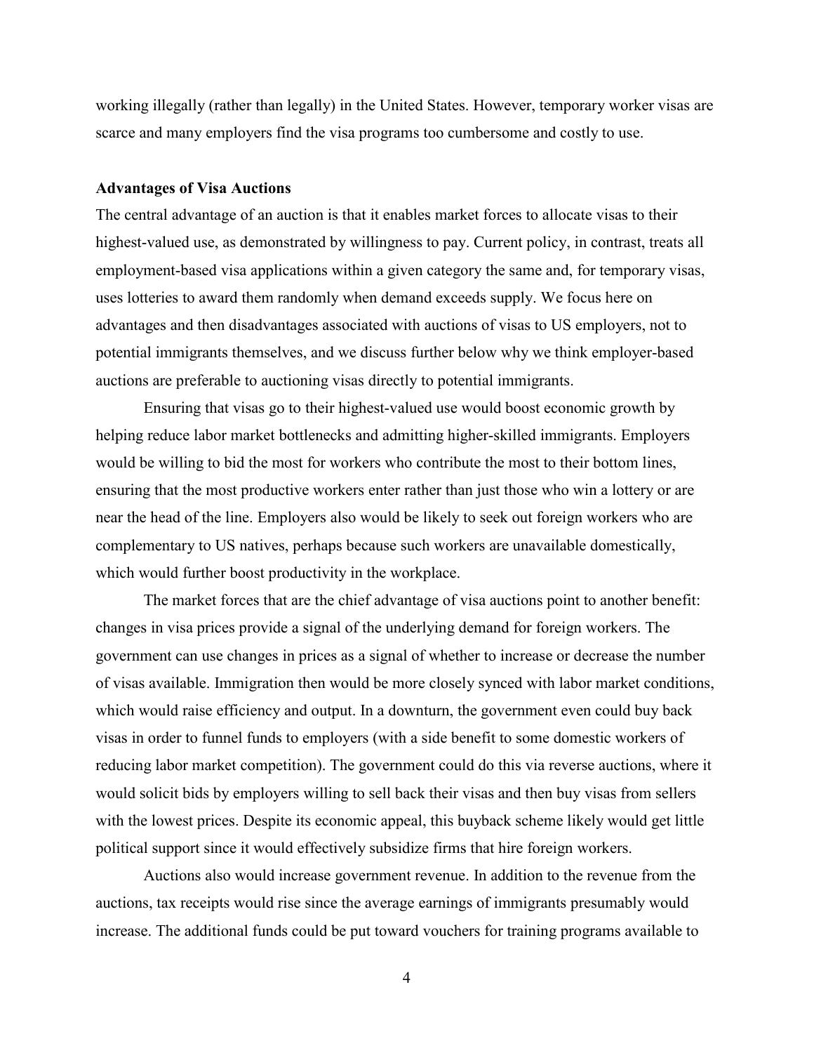working illegally (rather than legally) in the United States. However, temporary worker visas are scarce and many employers find the visa programs too cumbersome and costly to use.

**Advantages of Visa Auctions**

The central advantage of an auction is that it enables market forces to allocate visas to their highest-valued use, as demonstrated by willingness to pay. Current policy, in contrast, treats all employment-based visa applications within a given category the same and, for temporary visas, uses lotteries to award them randomly when demand exceeds supply. We focus here on advantages and then disadvantages associated with auctions of visas to US employers, not to potential immigrants themselves, and we discuss further below why we think employer-based auctions are preferable to auctioning visas directly to potential immigrants.

Ensuring that visas go to their highest-valued use would boost economic growth by helping reduce labor market bottlenecks and admitting higher-skilled immigrants. Employers would be willing to bid the most for workers who contribute the most to their bottom lines, ensuring that the most productive workers enter rather than just those who win a lottery or are near the head of the line. Employers also would be likely to seek out foreign workers who are complementary to US natives, perhaps because such workers are unavailable domestically, which would further boost productivity in the workplace.

The market forces that are the chief advantage of visa auctions point to another benefit: changes in visa prices provide a signal of the underlying demand for foreign workers. The government can use changes in prices as a signal of whether to increase or decrease the number of visas available. Immigration then would be more closely synced with labor market conditions, which would raise efficiency and output. In a downturn, the government even could buy back visas in order to funnel funds to employers (with a side benefit to some domestic workers of reducing labor market competition). The government could do this via reverse auctions, where it would solicit bids by employers willing to sell back their visas and then buy visas from sellers with the lowest prices. Despite its economic appeal, this buyback scheme likely would get little political support since it would effectively subsidize firms that hire foreign workers.

Auctions also would increase government revenue. In addition to the revenue from the auctions, tax receipts would rise since the average earnings of immigrants presumably would increase. The additional funds could be put toward vouchers for training programs available to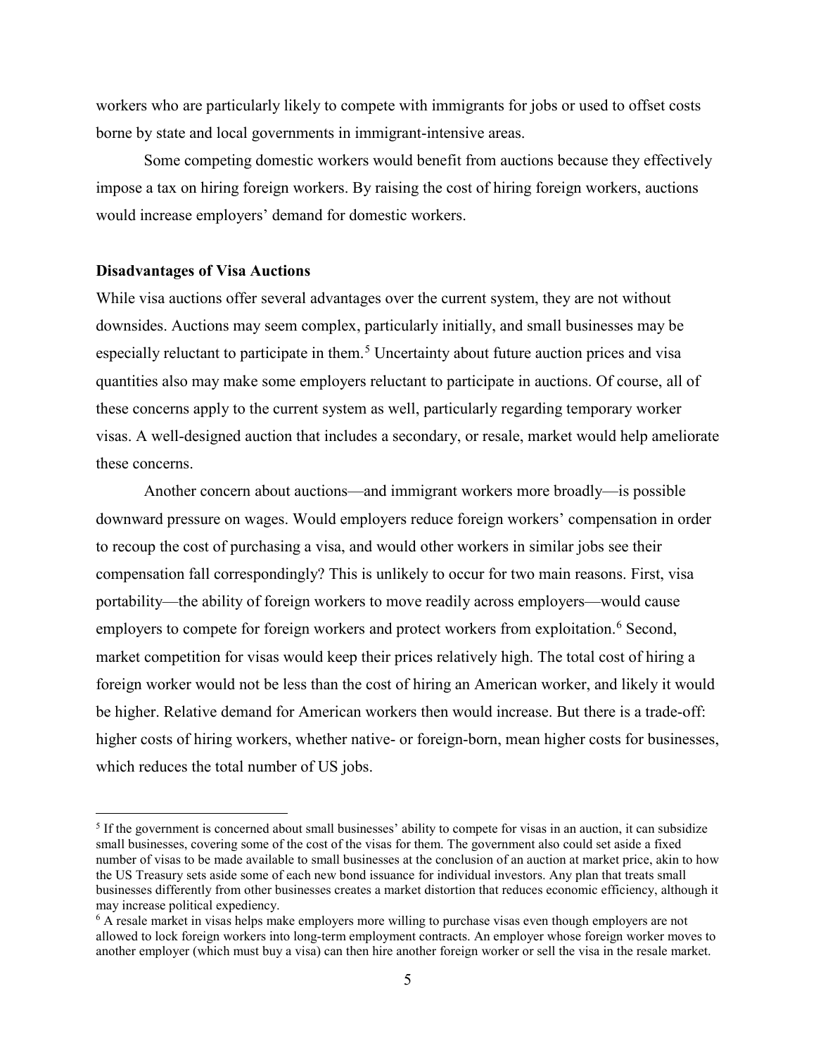workers who are particularly likely to compete with immigrants for jobs or used to offset costs borne by state and local governments in immigrant-intensive areas.

Some competing domestic workers would benefit from auctions because they effectively impose a tax on hiring foreign workers. By raising the cost of hiring foreign workers, auctions would increase employers' demand for domestic workers.

**Disadvantages of Visa Auctions**

While visa auctions offer several advantages over the current system, they are not without downsides. Auctions may seem complex, particularly initially, and small businesses may be especially reluctant to participate in them.[5] Uncertainty about future auction prices and visa quantities also may make some employers reluctant to participate in auctions. Of course, all of these concerns apply to the current system as well, particularly regarding temporary worker visas. A well-designed auction that includes a secondary, or resale, market would help ameliorate these concerns.

Another concern about auctions—and immigrant workers more broadly—is possible downward pressure on wages. Would employers reduce foreign workers' compensation in order to recoup the cost of purchasing a visa, and would other workers in similar jobs see their compensation fall correspondingly? This is unlikely to occur for two main reasons. First, visa portability—the ability of foreign workers to move readily across employers—would cause employers to compete for foreign workers and protect workers from exploitation.[6] Second, market competition for visas would keep their prices relatively high. The total cost of hiring a foreign worker would not be less than the cost of hiring an American worker, and likely it would be higher. Relative demand for American workers then would increase. But there is a trade-off: higher costs of hiring workers, whether native- or foreign-born, mean higher costs for businesses, which reduces the total number of US jobs.

[5] If the government is concerned about small businesses' ability to compete for visas in an auction, it can subsidize small businesses, covering some of the cost of the visas for them. The government also could set aside a fixed number of visas to be made available to small businesses at the conclusion of an auction at market price, akin to how the US Treasury sets aside some of each new bond issuance for individual investors. Any plan that treats small businesses differently from other businesses creates a market distortion that reduces economic efficiency, although it may increase political expediency.

[6] A resale market in visas helps make employers more willing to purchase visas even though employers are not allowed to lock foreign workers into long-term employment contracts. An employer whose foreign worker moves to another employer (which must buy a visa) can then hire another foreign worker or sell the visa in the resale market.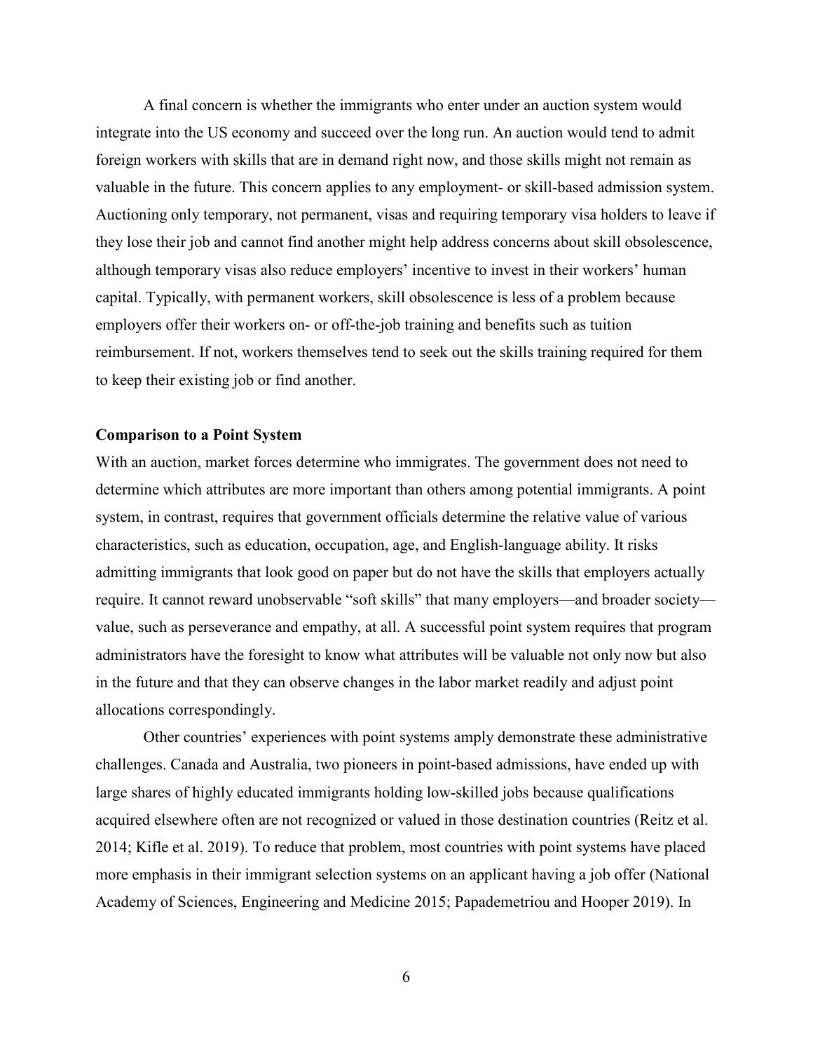A final concern is whether the immigrants who enter under an auction system would integrate into the US economy and succeed over the long run. An auction would tend to admit foreign workers with skills that are in demand right now, and those skills might not remain as valuable in the future. This concern applies to any employment- or skill-based admission system. Auctioning only temporary, not permanent, visas and requiring temporary visa holders to leave if they lose their job and cannot find another might help address concerns about skill obsolescence, although temporary visas also reduce employers' incentive to invest in their workers' human capital. Typically, with permanent workers, skill obsolescence is less of a problem because employers offer their workers on- or off-the-job training and benefits such as tuition reimbursement. If not, workers themselves tend to seek out the skills training required for them to keep their existing job or find another.

**Comparison to a Point System**

With an auction, market forces determine who immigrates. The government does not need to determine which attributes are more important than others among potential immigrants. A point system, in contrast, requires that government officials determine the relative value of various characteristics, such as education, occupation, age, and English-language ability. It risks admitting immigrants that look good on paper but do not have the skills that employers actually require. It cannot reward unobservable "soft skills" that many employers—and broader society—value, such as perseverance and empathy, at all. A successful point system requires that program administrators have the foresight to know what attributes will be valuable not only now but also in the future and that they can observe changes in the labor market readily and adjust point allocations correspondingly.

Other countries' experiences with point systems amply demonstrate these administrative challenges. Canada and Australia, two pioneers in point-based admissions, have ended up with large shares of highly educated immigrants holding low-skilled jobs because qualifications acquired elsewhere often are not recognized or valued in those destination countries (Reitz et al. 2014; Kifle et al. 2019). To reduce that problem, most countries with point systems have placed more emphasis in their immigrant selection systems on an applicant having a job offer (National Academy of Sciences, Engineering and Medicine 2015; Papademetriou and Hooper 2019). In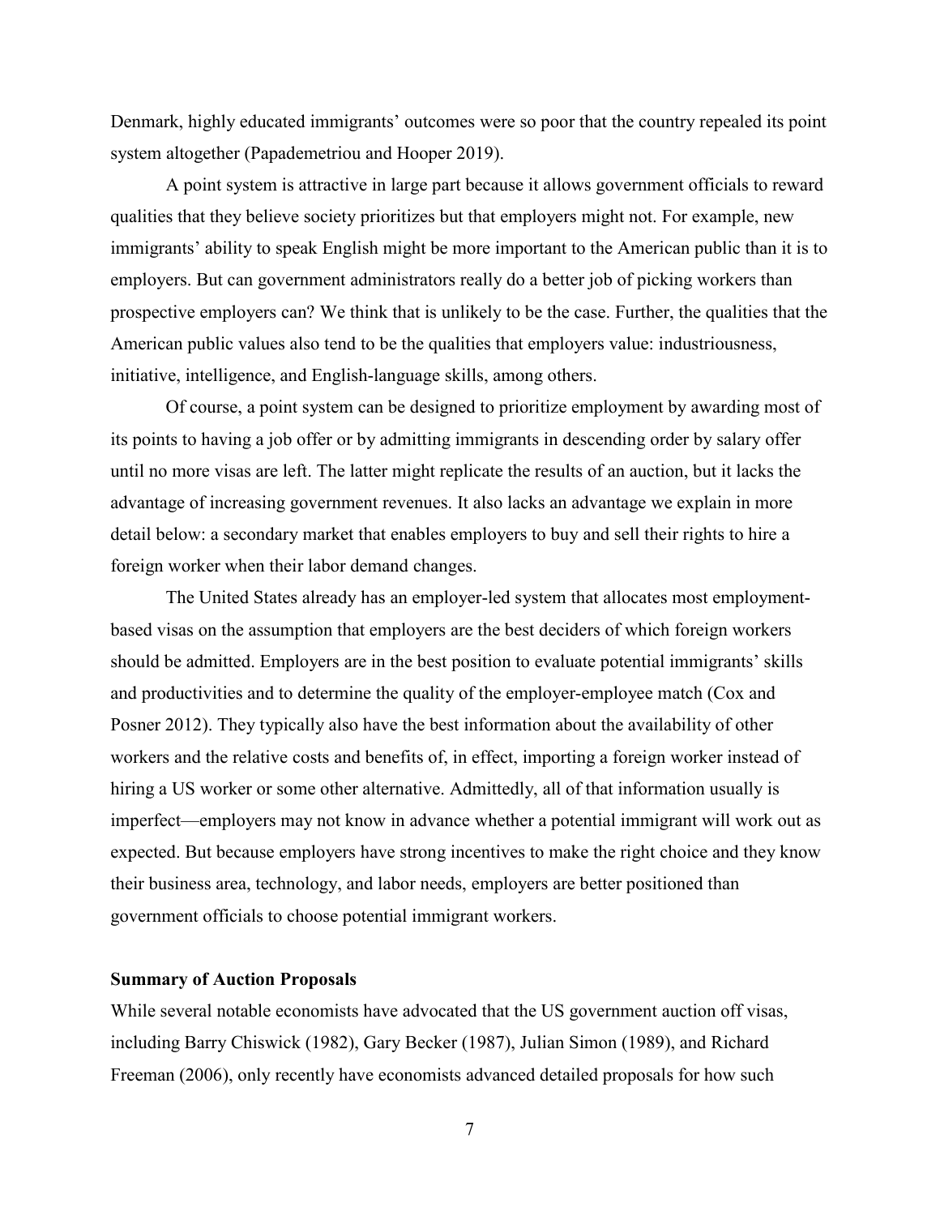Denmark, highly educated immigrants' outcomes were so poor that the country repealed its point system altogether (Papademetriou and Hooper 2019).

A point system is attractive in large part because it allows government officials to reward qualities that they believe society prioritizes but that employers might not. For example, new immigrants' ability to speak English might be more important to the American public than it is to employers. But can government administrators really do a better job of picking workers than prospective employers can? We think that is unlikely to be the case. Further, the qualities that the American public values also tend to be the qualities that employers value: industriousness, initiative, intelligence, and English-language skills, among others.

Of course, a point system can be designed to prioritize employment by awarding most of its points to having a job offer or by admitting immigrants in descending order by salary offer until no more visas are left. The latter might replicate the results of an auction, but it lacks the advantage of increasing government revenues. It also lacks an advantage we explain in more detail below: a secondary market that enables employers to buy and sell their rights to hire a foreign worker when their labor demand changes.

The United States already has an employer-led system that allocates most employment-based visas on the assumption that employers are the best deciders of which foreign workers should be admitted. Employers are in the best position to evaluate potential immigrants' skills and productivities and to determine the quality of the employer-employee match (Cox and Posner 2012). They typically also have the best information about the availability of other workers and the relative costs and benefits of, in effect, importing a foreign worker instead of hiring a US worker or some other alternative. Admittedly, all of that information usually is imperfect—employers may not know in advance whether a potential immigrant will work out as expected. But because employers have strong incentives to make the right choice and they know their business area, technology, and labor needs, employers are better positioned than government officials to choose potential immigrant workers.

**Summary of Auction Proposals**

While several notable economists have advocated that the US government auction off visas, including Barry Chiswick (1982), Gary Becker (1987), Julian Simon (1989), and Richard Freeman (2006), only recently have economists advanced detailed proposals for how such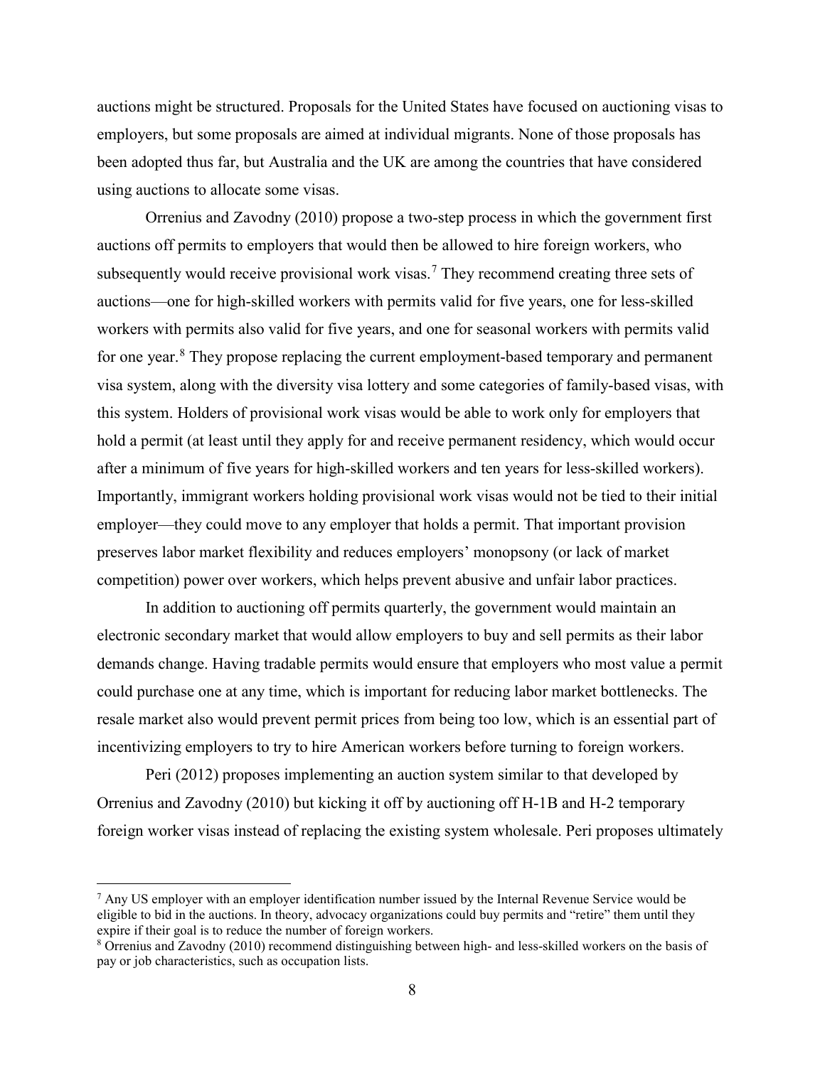auctions might be structured. Proposals for the United States have focused on auctioning visas to employers, but some proposals are aimed at individual migrants. None of those proposals has been adopted thus far, but Australia and the UK are among the countries that have considered using auctions to allocate some visas.

Orrenius and Zavodny (2010) propose a two-step process in which the government first auctions off permits to employers that would then be allowed to hire foreign workers, who subsequently would receive provisional work visas.[7] They recommend creating three sets of auctions—one for high-skilled workers with permits valid for five years, one for less-skilled workers with permits also valid for five years, and one for seasonal workers with permits valid for one year.[8] They propose replacing the current employment-based temporary and permanent visa system, along with the diversity visa lottery and some categories of family-based visas, with this system. Holders of provisional work visas would be able to work only for employers that hold a permit (at least until they apply for and receive permanent residency, which would occur after a minimum of five years for high-skilled workers and ten years for less-skilled workers). Importantly, immigrant workers holding provisional work visas would not be tied to their initial employer—they could move to any employer that holds a permit. That important provision preserves labor market flexibility and reduces employers' monopsony (or lack of market competition) power over workers, which helps prevent abusive and unfair labor practices.

In addition to auctioning off permits quarterly, the government would maintain an electronic secondary market that would allow employers to buy and sell permits as their labor demands change. Having tradable permits would ensure that employers who most value a permit could purchase one at any time, which is important for reducing labor market bottlenecks. The resale market also would prevent permit prices from being too low, which is an essential part of incentivizing employers to try to hire American workers before turning to foreign workers.

Peri (2012) proposes implementing an auction system similar to that developed by Orrenius and Zavodny (2010) but kicking it off by auctioning off H-1B and H-2 temporary foreign worker visas instead of replacing the existing system wholesale. Peri proposes ultimately

---

[7] Any US employer with an employer identification number issued by the Internal Revenue Service would be eligible to bid in the auctions. In theory, advocacy organizations could buy permits and "retire" them until they expire if their goal is to reduce the number of foreign workers.

[8] Orrenius and Zavodny (2010) recommend distinguishing between high- and less-skilled workers on the basis of pay or job characteristics, such as occupation lists.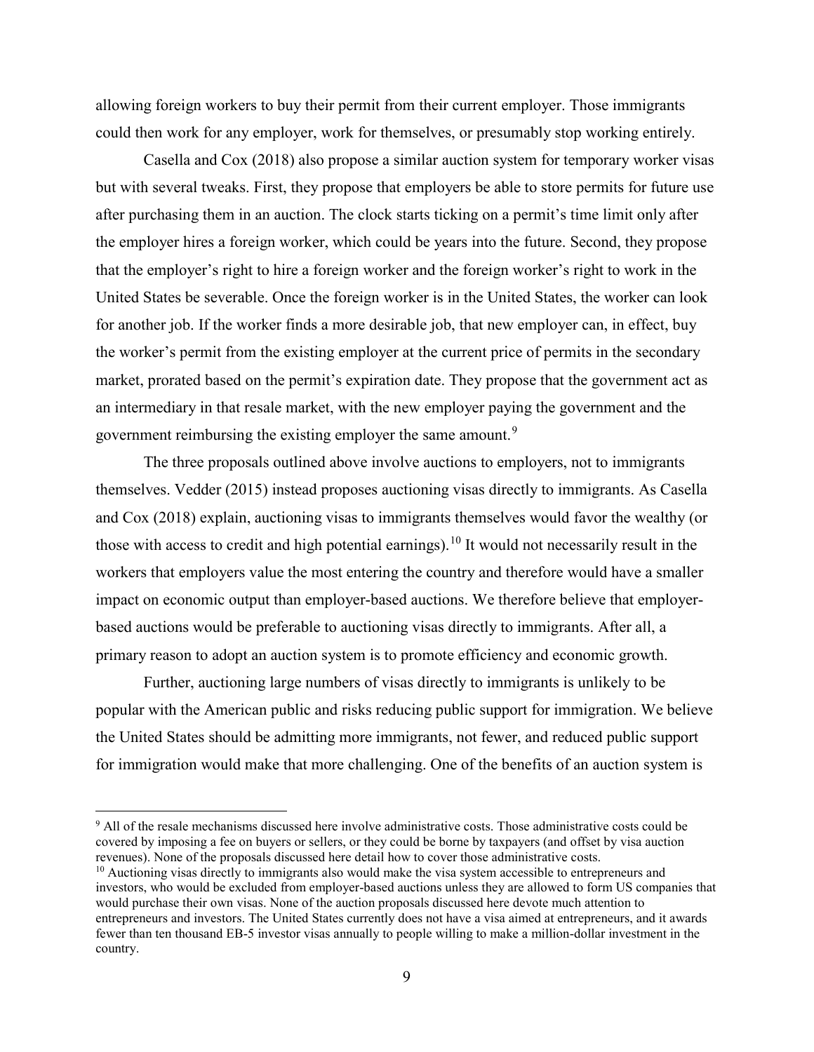allowing foreign workers to buy their permit from their current employer. Those immigrants could then work for any employer, work for themselves, or presumably stop working entirely.

Casella and Cox (2018) also propose a similar auction system for temporary worker visas but with several tweaks. First, they propose that employers be able to store permits for future use after purchasing them in an auction. The clock starts ticking on a permit's time limit only after the employer hires a foreign worker, which could be years into the future. Second, they propose that the employer's right to hire a foreign worker and the foreign worker's right to work in the United States be severable. Once the foreign worker is in the United States, the worker can look for another job. If the worker finds a more desirable job, that new employer can, in effect, buy the worker's permit from the existing employer at the current price of permits in the secondary market, prorated based on the permit's expiration date. They propose that the government act as an intermediary in that resale market, with the new employer paying the government and the government reimbursing the existing employer the same amount.[9]

The three proposals outlined above involve auctions to employers, not to immigrants themselves. Vedder (2015) instead proposes auctioning visas directly to immigrants. As Casella and Cox (2018) explain, auctioning visas to immigrants themselves would favor the wealthy (or those with access to credit and high potential earnings).[10] It would not necessarily result in the workers that employers value the most entering the country and therefore would have a smaller impact on economic output than employer-based auctions. We therefore believe that employer-based auctions would be preferable to auctioning visas directly to immigrants. After all, a primary reason to adopt an auction system is to promote efficiency and economic growth.

Further, auctioning large numbers of visas directly to immigrants is unlikely to be popular with the American public and risks reducing public support for immigration. We believe the United States should be admitting more immigrants, not fewer, and reduced public support for immigration would make that more challenging. One of the benefits of an auction system is

---

[9] All of the resale mechanisms discussed here involve administrative costs. Those administrative costs could be covered by imposing a fee on buyers or sellers, or they could be borne by taxpayers (and offset by visa auction revenues). None of the proposals discussed here detail how to cover those administrative costs.

[10] Auctioning visas directly to immigrants also would make the visa system accessible to entrepreneurs and investors, who would be excluded from employer-based auctions unless they are allowed to form US companies that would purchase their own visas. None of the auction proposals discussed here devote much attention to entrepreneurs and investors. The United States currently does not have a visa aimed at entrepreneurs, and it awards fewer than ten thousand EB-5 investor visas annually to people willing to make a million-dollar investment in the country.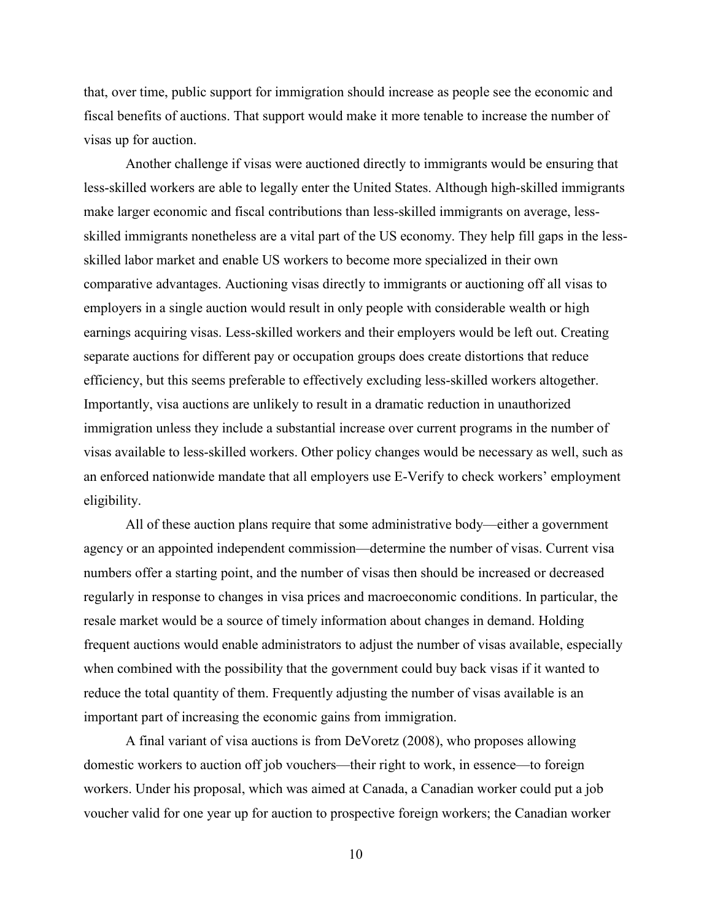that, over time, public support for immigration should increase as people see the economic and fiscal benefits of auctions. That support would make it more tenable to increase the number of visas up for auction.

Another challenge if visas were auctioned directly to immigrants would be ensuring that less-skilled workers are able to legally enter the United States. Although high-skilled immigrants make larger economic and fiscal contributions than less-skilled immigrants on average, less-skilled immigrants nonetheless are a vital part of the US economy. They help fill gaps in the less-skilled labor market and enable US workers to become more specialized in their own comparative advantages. Auctioning visas directly to immigrants or auctioning off all visas to employers in a single auction would result in only people with considerable wealth or high earnings acquiring visas. Less-skilled workers and their employers would be left out. Creating separate auctions for different pay or occupation groups does create distortions that reduce efficiency, but this seems preferable to effectively excluding less-skilled workers altogether. Importantly, visa auctions are unlikely to result in a dramatic reduction in unauthorized immigration unless they include a substantial increase over current programs in the number of visas available to less-skilled workers. Other policy changes would be necessary as well, such as an enforced nationwide mandate that all employers use E-Verify to check workers' employment eligibility.

All of these auction plans require that some administrative body—either a government agency or an appointed independent commission—determine the number of visas. Current visa numbers offer a starting point, and the number of visas then should be increased or decreased regularly in response to changes in visa prices and macroeconomic conditions. In particular, the resale market would be a source of timely information about changes in demand. Holding frequent auctions would enable administrators to adjust the number of visas available, especially when combined with the possibility that the government could buy back visas if it wanted to reduce the total quantity of them. Frequently adjusting the number of visas available is an important part of increasing the economic gains from immigration.

A final variant of visa auctions is from DeVoretz (2008), who proposes allowing domestic workers to auction off job vouchers—their right to work, in essence—to foreign workers. Under his proposal, which was aimed at Canada, a Canadian worker could put a job voucher valid for one year up for auction to prospective foreign workers; the Canadian worker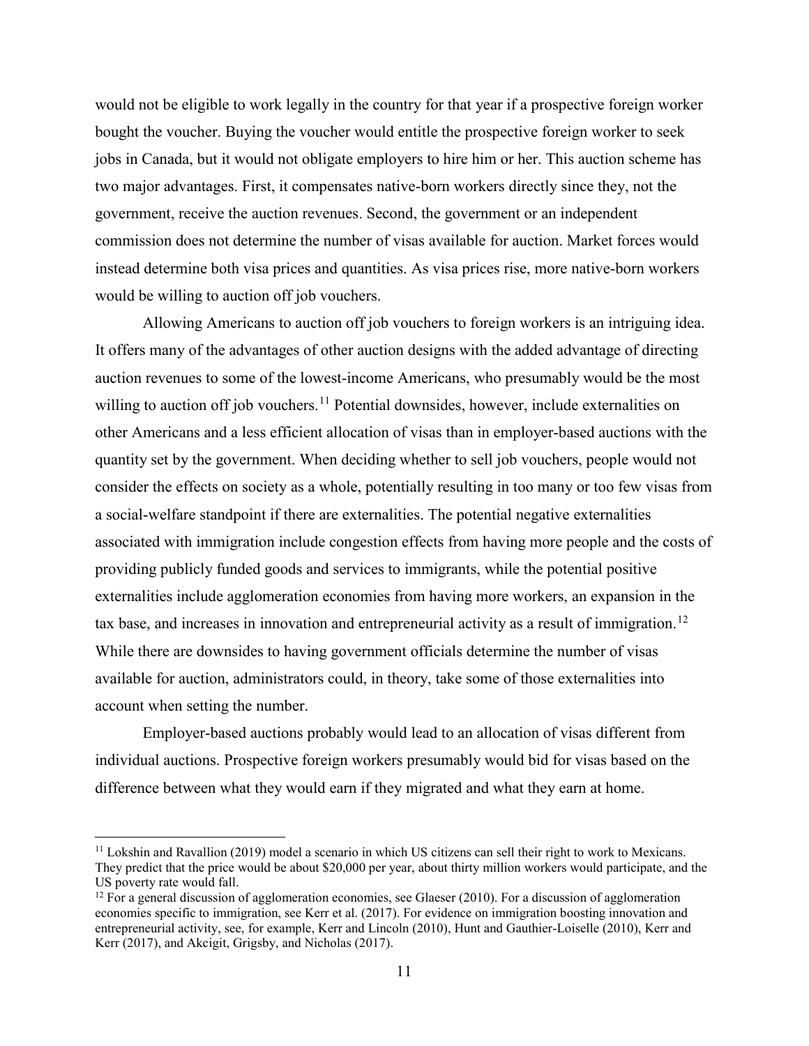would not be eligible to work legally in the country for that year if a prospective foreign worker bought the voucher. Buying the voucher would entitle the prospective foreign worker to seek jobs in Canada, but it would not obligate employers to hire him or her. This auction scheme has two major advantages. First, it compensates native-born workers directly since they, not the government, receive the auction revenues. Second, the government or an independent commission does not determine the number of visas available for auction. Market forces would instead determine both visa prices and quantities. As visa prices rise, more native-born workers would be willing to auction off job vouchers.

Allowing Americans to auction off job vouchers to foreign workers is an intriguing idea. It offers many of the advantages of other auction designs with the added advantage of directing auction revenues to some of the lowest-income Americans, who presumably would be the most willing to auction off job vouchers.[11] Potential downsides, however, include externalities on other Americans and a less efficient allocation of visas than in employer-based auctions with the quantity set by the government. When deciding whether to sell job vouchers, people would not consider the effects on society as a whole, potentially resulting in too many or too few visas from a social-welfare standpoint if there are externalities. The potential negative externalities associated with immigration include congestion effects from having more people and the costs of providing publicly funded goods and services to immigrants, while the potential positive externalities include agglomeration economies from having more workers, an expansion in the tax base, and increases in innovation and entrepreneurial activity as a result of immigration.[12] While there are downsides to having government officials determine the number of visas available for auction, administrators could, in theory, take some of those externalities into account when setting the number.

Employer-based auctions probably would lead to an allocation of visas different from individual auctions. Prospective foreign workers presumably would bid for visas based on the difference between what they would earn if they migrated and what they earn at home.

---

[11] Lokshin and Ravallion (2019) model a scenario in which US citizens can sell their right to work to Mexicans. They predict that the price would be about $20,000 per year, about thirty million workers would participate, and the US poverty rate would fall.

[12] For a general discussion of agglomeration economies, see Glaeser (2010). For a discussion of agglomeration economies specific to immigration, see Kerr et al. (2017). For evidence on immigration boosting innovation and entrepreneurial activity, see, for example, Kerr and Lincoln (2010), Hunt and Gauthier-Loiselle (2010), Kerr and Kerr (2017), and Akcigit, Grigsby, and Nicholas (2017).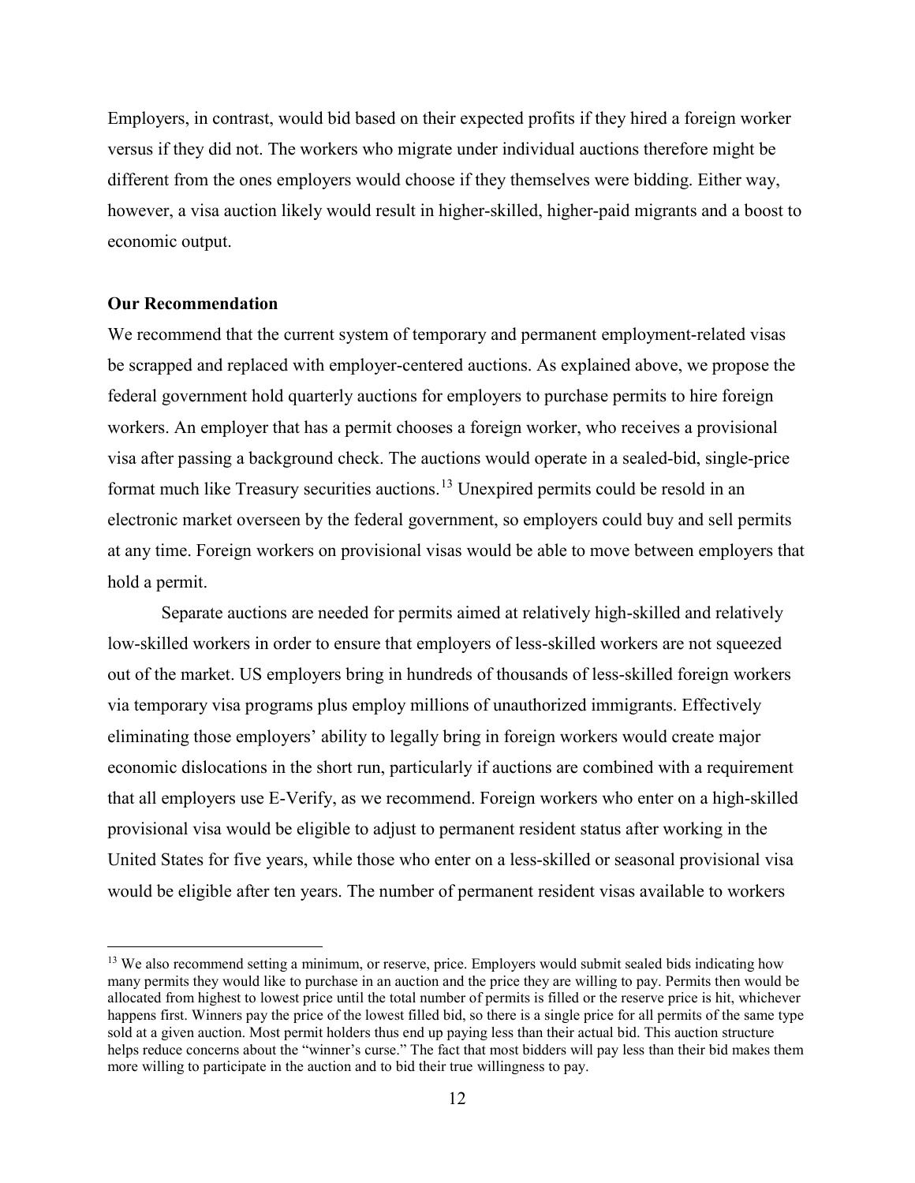Employers, in contrast, would bid based on their expected profits if they hired a foreign worker versus if they did not. The workers who migrate under individual auctions therefore might be different from the ones employers would choose if they themselves were bidding. Either way, however, a visa auction likely would result in higher-skilled, higher-paid migrants and a boost to economic output.

**Our Recommendation**

We recommend that the current system of temporary and permanent employment-related visas be scrapped and replaced with employer-centered auctions. As explained above, we propose the federal government hold quarterly auctions for employers to purchase permits to hire foreign workers. An employer that has a permit chooses a foreign worker, who receives a provisional visa after passing a background check. The auctions would operate in a sealed-bid, single-price format much like Treasury securities auctions.[13] Unexpired permits could be resold in an electronic market overseen by the federal government, so employers could buy and sell permits at any time. Foreign workers on provisional visas would be able to move between employers that hold a permit.

Separate auctions are needed for permits aimed at relatively high-skilled and relatively low-skilled workers in order to ensure that employers of less-skilled workers are not squeezed out of the market. US employers bring in hundreds of thousands of less-skilled foreign workers via temporary visa programs plus employ millions of unauthorized immigrants. Effectively eliminating those employers' ability to legally bring in foreign workers would create major economic dislocations in the short run, particularly if auctions are combined with a requirement that all employers use E-Verify, as we recommend. Foreign workers who enter on a high-skilled provisional visa would be eligible to adjust to permanent resident status after working in the United States for five years, while those who enter on a less-skilled or seasonal provisional visa would be eligible after ten years. The number of permanent resident visas available to workers

[13] We also recommend setting a minimum, or reserve, price. Employers would submit sealed bids indicating how many permits they would like to purchase in an auction and the price they are willing to pay. Permits then would be allocated from highest to lowest price until the total number of permits is filled or the reserve price is hit, whichever happens first. Winners pay the price of the lowest filled bid, so there is a single price for all permits of the same type sold at a given auction. Most permit holders thus end up paying less than their actual bid. This auction structure helps reduce concerns about the "winner's curse." The fact that most bidders will pay less than their bid makes them more willing to participate in the auction and to bid their true willingness to pay.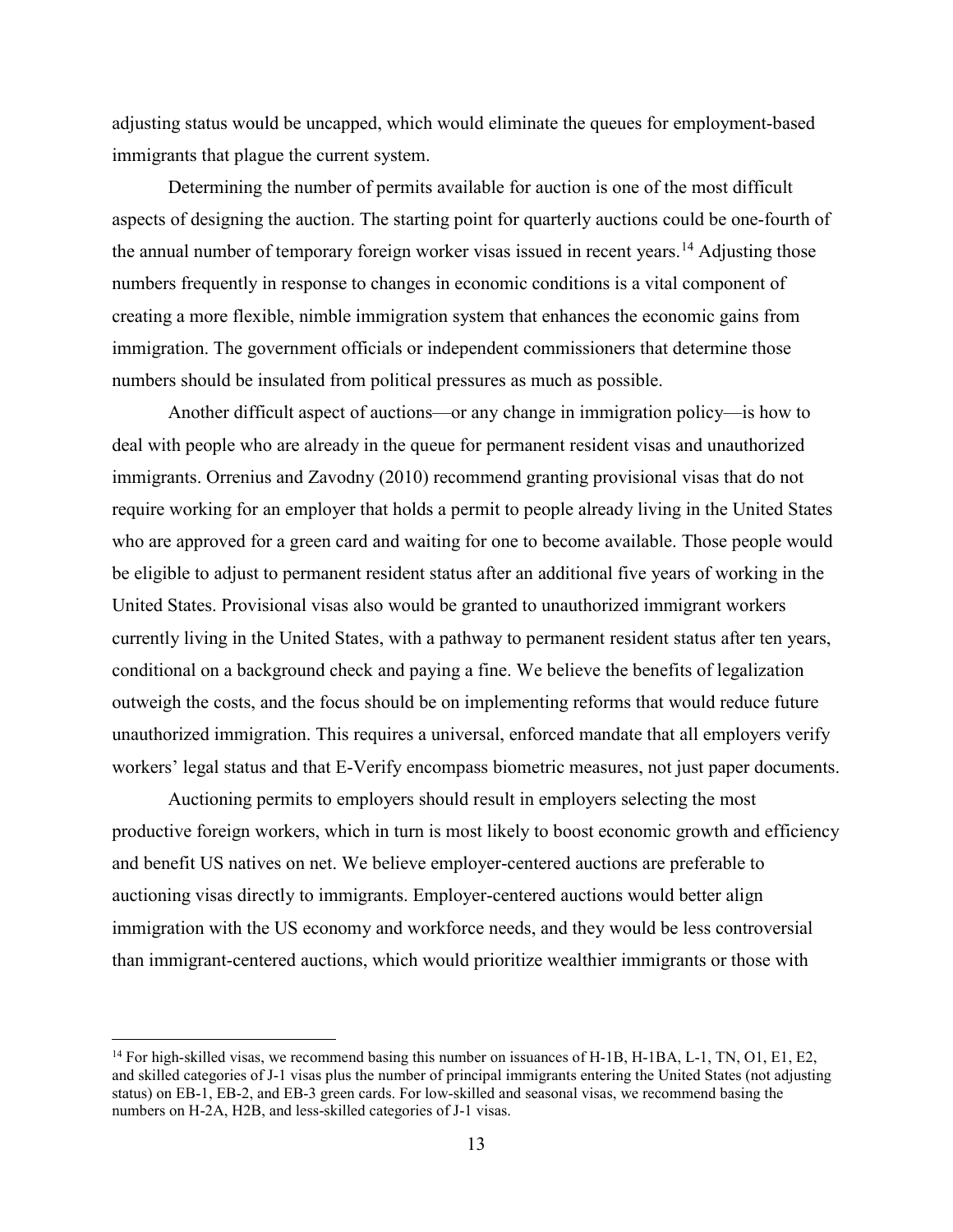adjusting status would be uncapped, which would eliminate the queues for employment-based immigrants that plague the current system.

Determining the number of permits available for auction is one of the most difficult aspects of designing the auction. The starting point for quarterly auctions could be one-fourth of the annual number of temporary foreign worker visas issued in recent years.[14] Adjusting those numbers frequently in response to changes in economic conditions is a vital component of creating a more flexible, nimble immigration system that enhances the economic gains from immigration. The government officials or independent commissioners that determine those numbers should be insulated from political pressures as much as possible.

Another difficult aspect of auctions—or any change in immigration policy—is how to deal with people who are already in the queue for permanent resident visas and unauthorized immigrants. Orrenius and Zavodny (2010) recommend granting provisional visas that do not require working for an employer that holds a permit to people already living in the United States who are approved for a green card and waiting for one to become available. Those people would be eligible to adjust to permanent resident status after an additional five years of working in the United States. Provisional visas also would be granted to unauthorized immigrant workers currently living in the United States, with a pathway to permanent resident status after ten years, conditional on a background check and paying a fine. We believe the benefits of legalization outweigh the costs, and the focus should be on implementing reforms that would reduce future unauthorized immigration. This requires a universal, enforced mandate that all employers verify workers' legal status and that E-Verify encompass biometric measures, not just paper documents.

Auctioning permits to employers should result in employers selecting the most productive foreign workers, which in turn is most likely to boost economic growth and efficiency and benefit US natives on net. We believe employer-centered auctions are preferable to auctioning visas directly to immigrants. Employer-centered auctions would better align immigration with the US economy and workforce needs, and they would be less controversial than immigrant-centered auctions, which would prioritize wealthier immigrants or those with

[14] For high-skilled visas, we recommend basing this number on issuances of H-1B, H-1BA, L-1, TN, O1, E1, E2, and skilled categories of J-1 visas plus the number of principal immigrants entering the United States (not adjusting status) on EB-1, EB-2, and EB-3 green cards. For low-skilled and seasonal visas, we recommend basing the numbers on H-2A, H2B, and less-skilled categories of J-1 visas.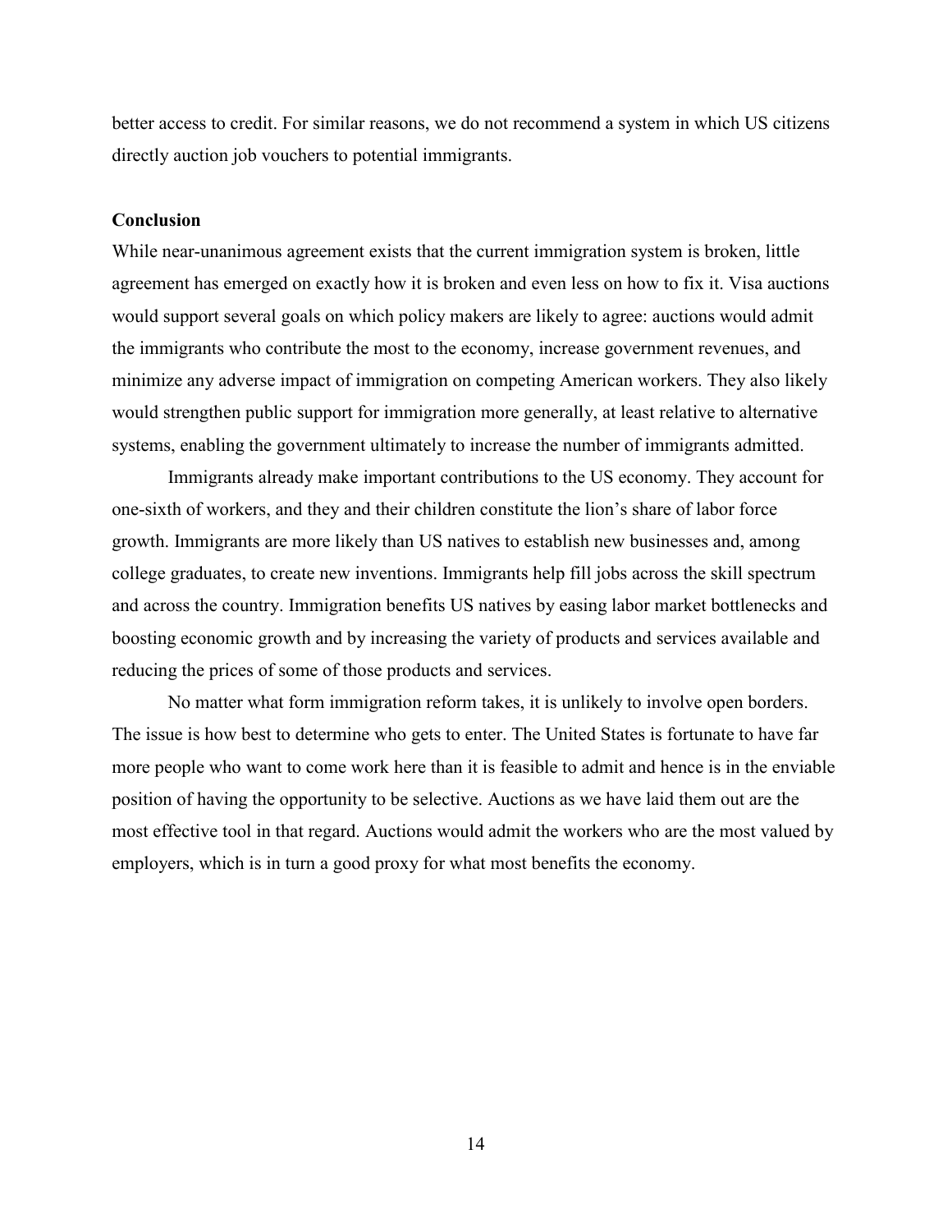better access to credit. For similar reasons, we do not recommend a system in which US citizens directly auction job vouchers to potential immigrants.

## Conclusion

While near-unanimous agreement exists that the current immigration system is broken, little agreement has emerged on exactly how it is broken and even less on how to fix it. Visa auctions would support several goals on which policy makers are likely to agree: auctions would admit the immigrants who contribute the most to the economy, increase government revenues, and minimize any adverse impact of immigration on competing American workers. They also likely would strengthen public support for immigration more generally, at least relative to alternative systems, enabling the government ultimately to increase the number of immigrants admitted.

Immigrants already make important contributions to the US economy. They account for one-sixth of workers, and they and their children constitute the lion's share of labor force growth. Immigrants are more likely than US natives to establish new businesses and, among college graduates, to create new inventions. Immigrants help fill jobs across the skill spectrum and across the country. Immigration benefits US natives by easing labor market bottlenecks and boosting economic growth and by increasing the variety of products and services available and reducing the prices of some of those products and services.

No matter what form immigration reform takes, it is unlikely to involve open borders. The issue is how best to determine who gets to enter. The United States is fortunate to have far more people who want to come work here than it is feasible to admit and hence is in the enviable position of having the opportunity to be selective. Auctions as we have laid them out are the most effective tool in that regard. Auctions would admit the workers who are the most valued by employers, which is in turn a good proxy for what most benefits the economy.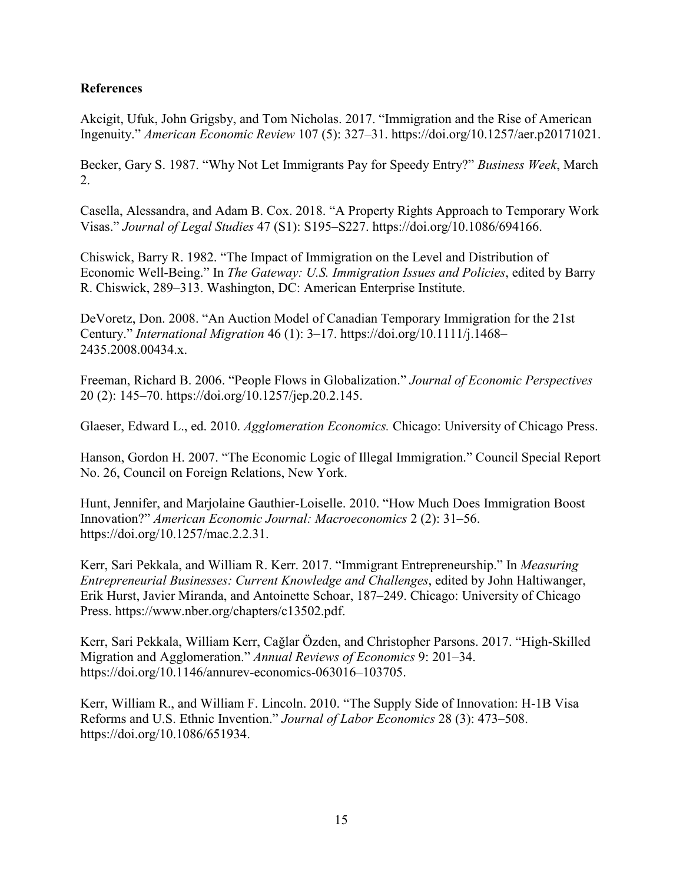**References**

Akcigit, Ufuk, John Grigsby, and Tom Nicholas. 2017. "Immigration and the Rise of American Ingenuity." *American Economic Review* 107 (5): 327–31. https://doi.org/10.1257/aer.p20171021.

Becker, Gary S. 1987. "Why Not Let Immigrants Pay for Speedy Entry?" *Business Week*, March 2.

Casella, Alessandra, and Adam B. Cox. 2018. "A Property Rights Approach to Temporary Work Visas." *Journal of Legal Studies* 47 (S1): S195–S227. https://doi.org/10.1086/694166.

Chiswick, Barry R. 1982. "The Impact of Immigration on the Level and Distribution of Economic Well-Being." In *The Gateway: U.S. Immigration Issues and Policies*, edited by Barry R. Chiswick, 289–313. Washington, DC: American Enterprise Institute.

DeVoretz, Don. 2008. "An Auction Model of Canadian Temporary Immigration for the 21st Century." *International Migration* 46 (1): 3–17. https://doi.org/10.1111/j.1468–2435.2008.00434.x.

Freeman, Richard B. 2006. "People Flows in Globalization." *Journal of Economic Perspectives* 20 (2): 145–70. https://doi.org/10.1257/jep.20.2.145.

Glaeser, Edward L., ed. 2010. *Agglomeration Economics.* Chicago: University of Chicago Press.

Hanson, Gordon H. 2007. "The Economic Logic of Illegal Immigration." Council Special Report No. 26, Council on Foreign Relations, New York.

Hunt, Jennifer, and Marjolaine Gauthier-Loiselle. 2010. "How Much Does Immigration Boost Innovation?" *American Economic Journal: Macroeconomics* 2 (2): 31–56. https://doi.org/10.1257/mac.2.2.31.

Kerr, Sari Pekkala, and William R. Kerr. 2017. "Immigrant Entrepreneurship." In *Measuring Entrepreneurial Businesses: Current Knowledge and Challenges*, edited by John Haltiwanger, Erik Hurst, Javier Miranda, and Antoinette Schoar, 187–249. Chicago: University of Chicago Press. https://www.nber.org/chapters/c13502.pdf.

Kerr, Sari Pekkala, William Kerr, Çağlar Özden, and Christopher Parsons. 2017. "High-Skilled Migration and Agglomeration." *Annual Reviews of Economics* 9: 201–34. https://doi.org/10.1146/annurev-economics-063016–103705.

Kerr, William R., and William F. Lincoln. 2010. "The Supply Side of Innovation: H-1B Visa Reforms and U.S. Ethnic Invention." *Journal of Labor Economics* 28 (3): 473–508. https://doi.org/10.1086/651934.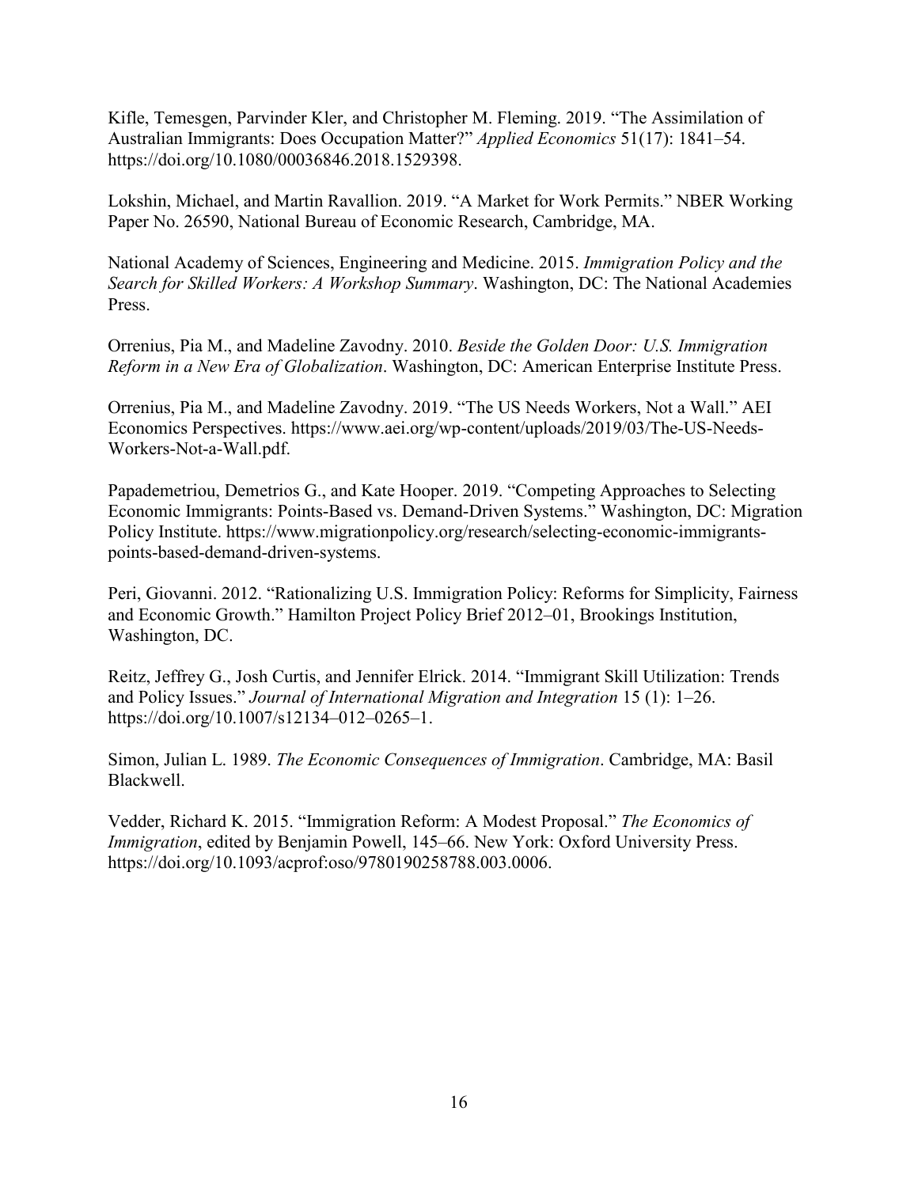Kifle, Temesgen, Parvinder Kler, and Christopher M. Fleming. 2019. "The Assimilation of Australian Immigrants: Does Occupation Matter?" *Applied Economics* 51(17): 1841–54. https://doi.org/10.1080/00036846.2018.1529398.

Lokshin, Michael, and Martin Ravallion. 2019. "A Market for Work Permits." NBER Working Paper No. 26590, National Bureau of Economic Research, Cambridge, MA.

National Academy of Sciences, Engineering and Medicine. 2015. *Immigration Policy and the Search for Skilled Workers: A Workshop Summary*. Washington, DC: The National Academies Press.

Orrenius, Pia M., and Madeline Zavodny. 2010. *Beside the Golden Door: U.S. Immigration Reform in a New Era of Globalization*. Washington, DC: American Enterprise Institute Press.

Orrenius, Pia M., and Madeline Zavodny. 2019. "The US Needs Workers, Not a Wall." AEI Economics Perspectives. https://www.aei.org/wp-content/uploads/2019/03/The-US-Needs-Workers-Not-a-Wall.pdf.

Papademetriou, Demetrios G., and Kate Hooper. 2019. "Competing Approaches to Selecting Economic Immigrants: Points-Based vs. Demand-Driven Systems." Washington, DC: Migration Policy Institute. https://www.migrationpolicy.org/research/selecting-economic-immigrants-points-based-demand-driven-systems.

Peri, Giovanni. 2012. "Rationalizing U.S. Immigration Policy: Reforms for Simplicity, Fairness and Economic Growth." Hamilton Project Policy Brief 2012–01, Brookings Institution, Washington, DC.

Reitz, Jeffrey G., Josh Curtis, and Jennifer Elrick. 2014. "Immigrant Skill Utilization: Trends and Policy Issues." *Journal of International Migration and Integration* 15 (1): 1–26. https://doi.org/10.1007/s12134–012–0265–1.

Simon, Julian L. 1989. *The Economic Consequences of Immigration*. Cambridge, MA: Basil Blackwell.

Vedder, Richard K. 2015. "Immigration Reform: A Modest Proposal." *The Economics of Immigration*, edited by Benjamin Powell, 145–66. New York: Oxford University Press. https://doi.org/10.1093/acprof:oso/9780190258788.003.0006.